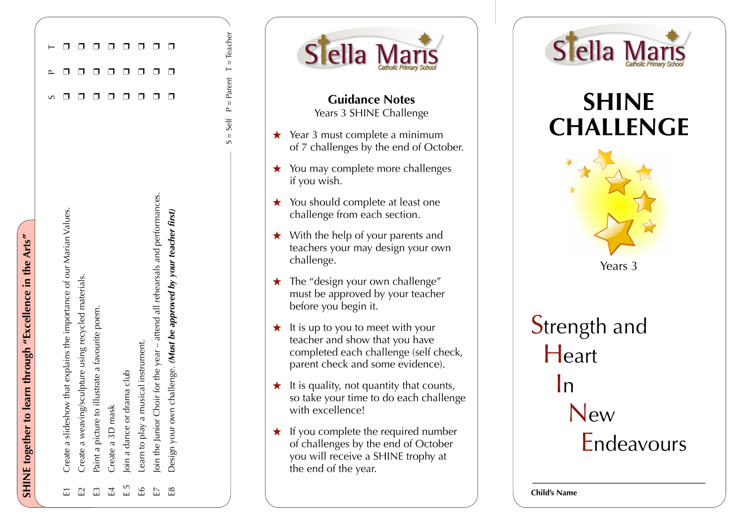## SHINE together to learn through "Excellence in the Arts"

| | Challenge | S | P | T |
|---|---|---|---|---|
| E1 | Create a slideshow that explains the importance of our Marian Values. | ❐ | ❐ | ❐ |
| E2 | Create a weaving/sculpture using recycled materials. | ❐ | ❐ | ❐ |
| E3 | Paint a picture to illustrate a favourite poem. | ❐ | ❐ | ❐ |
| E4 | Create a 3D mask | ❐ | ❐ | ❐ |
| E 5 | Join a dance or drama club | ❐ | ❐ | ❐ |
| E6 | Learn to play a musical instrument. | ❐ | ❐ | ❐ |
| E7 | Join the Junior Choir for the year – attend all rehearsals and performances. | ❐ | ❐ | ❐ |
| E8 | Design your own challenge. ***(Must be approved by your teacher first)*** | ❐ | ❐ | ❐ |

S = Self P = Parent T = Teacher

Stella Maris
Catholic Primary School

## Guidance Notes

Years 3 SHINE Challenge

- ★ Year 3 must complete a minimum of 7 challenges by the end of October.
- ★ You may complete more challenges if you wish.
- ★ You should complete at least one challenge from each section.
- ★ With the help of your parents and teachers your may design your own challenge.
- ★ The "design your own challenge" must be approved by your teacher before you begin it.
- ★ It is up to you to meet with your teacher and show that you have completed each challenge (self check, parent check and some evidence).
- ★ It is quality, not quantity that counts, so take your time to do each challenge with excellence!
- ★ If you complete the required number of challenges by the end of October you will receive a SHINE trophy at the end of the year.

Stella Maris
Catholic Primary School

# SHINE CHALLENGE

Years 3

Strength and
Heart
In
New
Endeavours

\_\_\_\_\_\_\_\_\_\_\_\_\_\_\_\_\_\_\_\_\_\_\_\_\_\_\_\_\_\_\_\_\_\_\_\_

**Child's Name**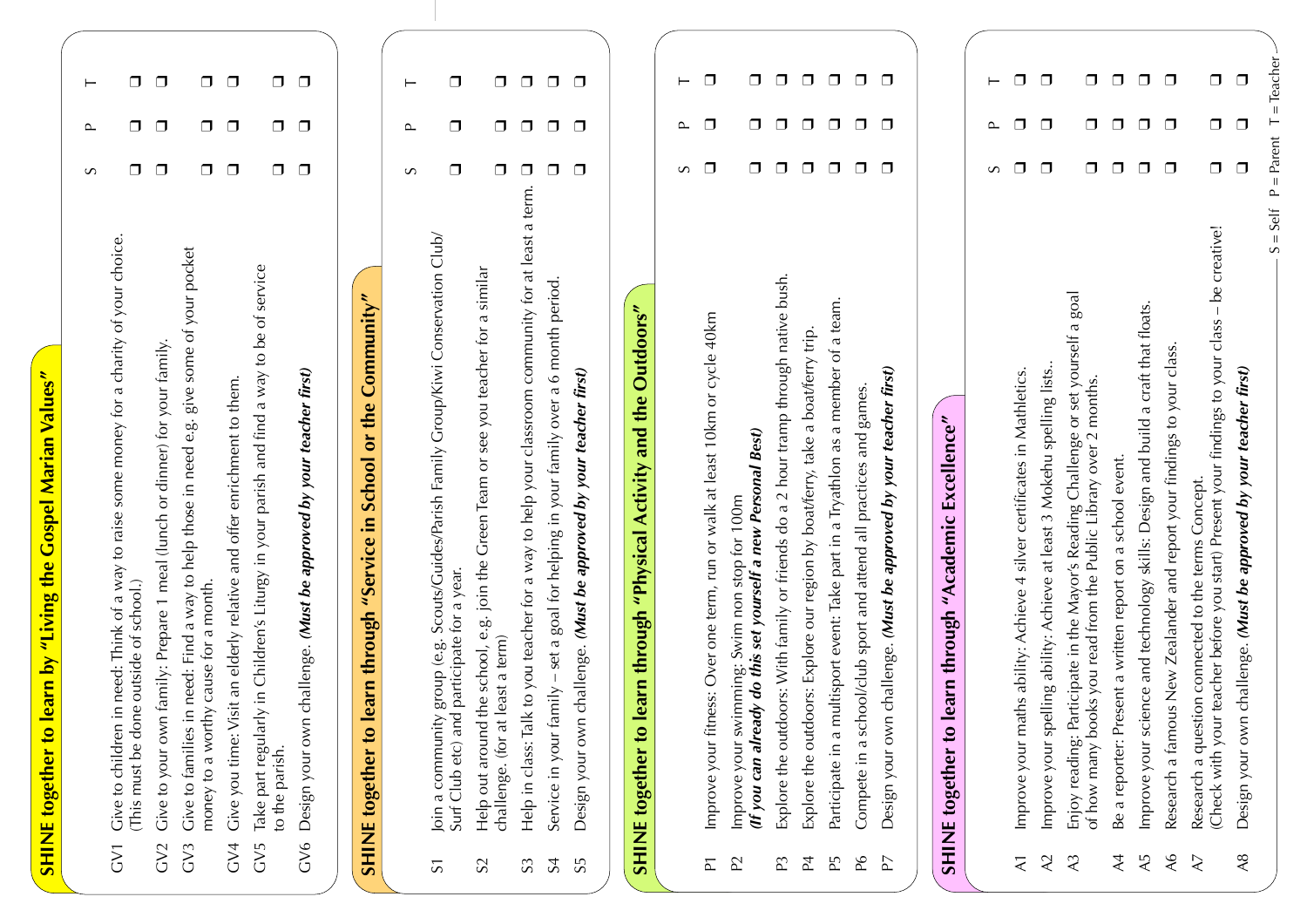## SHINE together to learn by "Living the Gospel Marian Values"

| | | S | P | T |
|---|---|---|---|---|
| GV1 | Give to children in need: Think of a way to raise some money for a charity of your choice. (This must be done outside of school.) | ❑ | ❑ | ❑ |
| GV2 | Give to your own family: Prepare 1 meal (lunch or dinner) for your family. | ❑ | ❑ | ❑ |
| GV3 | Give to families in need: Find a way to help those in need e.g. give some of your pocket money to a worthy cause for a month. | ❑ | ❑ | ❑ |
| GV4 | Give you time: Visit an elderly relative and offer enrichment to them. | ❑ | ❑ | ❑ |
| GV5 | Take part regularly in Children's Liturgy in your parish and find a way to be of service to the parish. | ❑ | ❑ | ❑ |
| GV6 | Design your own challenge. ***(Must be approved by your teacher first)*** | ❑ | ❑ | ❑ |

## SHINE together to learn through "Service in School or the Community"

| | | S | P | T |
|---|---|---|---|---|
| S1 | Join a community group (e.g. Scouts/Guides/Parish Family Group/Kiwi Conservation Club/ Surf Club etc) and participate for a year. | ❑ | ❑ | ❑ |
| S2 | Help out around the school, e.g. join the Green Team or see you teacher for a similar challenge. (for at least a term) | ❑ | ❑ | ❑ |
| S3 | Help in class: Talk to you teacher for a way to help your classroom community for at least a term. | ❑ | ❑ | ❑ |
| S4 | Service in your family – set a goal for helping in your family over a 6 month period. | ❑ | ❑ | ❑ |
| S5 | Design your own challenge. ***(Must be approved by your teacher first)*** | ❑ | ❑ | ❑ |

## SHINE together to learn through "Physical Activity and the Outdoors"

| | | S | P | T |
|---|---|---|---|---|
| P1 | Improve your fitness: Over one term, run or walk at least 10km or cycle 40km | ❑ | ❑ | ❑ |
| P2 | Improve your swimming: Swim non stop for 100m ***(If you can already do this set yourself a new Personal Best)*** | ❑ | ❑ | ❑ |
| P3 | Explore the outdoors: With family or friends do a 2 hour tramp through native bush. | ❑ | ❑ | ❑ |
| P4 | Explore the outdoors: Explore our region by boat/ferry, take a boat/ferry trip. | ❑ | ❑ | ❑ |
| P5 | Participate in a multisport event: Take part in a Tryathlon as a member of a team. | ❑ | ❑ | ❑ |
| P6 | Compete in a school/club sport and attend all practices and games. | ❑ | ❑ | ❑ |
| P7 | Design your own challenge. ***(Must be approved by your teacher first)*** | ❑ | ❑ | ❑ |

## SHINE together to learn through "Academic Excellence"

| | | S | P | T |
|---|---|---|---|---|
| A1 | Improve your maths ability: Achieve 4 silver certificates in Mathletics. | ❑ | ❑ | ❑ |
| A2 | Improve your spelling ability: Achieve at least 3 Mokehu spelling lists.. | ❑ | ❑ | ❑ |
| A3 | Enjoy reading: Participate in the Mayor's Reading Challenge or set yourself a goal of how many books you read from the Public Library over 2 months. | ❑ | ❑ | ❑ |
| A4 | Be a reporter: Present a written report on a school event. | ❑ | ❑ | ❑ |
| A5 | Improve your science and technology skills: Design and build a craft that floats. | ❑ | ❑ | ❑ |
| A6 | Research a famous New Zealander and report your findings to your class. | ❑ | ❑ | ❑ |
| A7 | Research a question connected to the terms Concept. (Check with your teacher before you start) Present your findings to your class – be creative! | ❑ | ❑ | ❑ |
| A8 | Design your own challenge. ***(Must be approved by your teacher first)*** | ❑ | ❑ | ❑ |

S = Self P = Parent T = Teacher